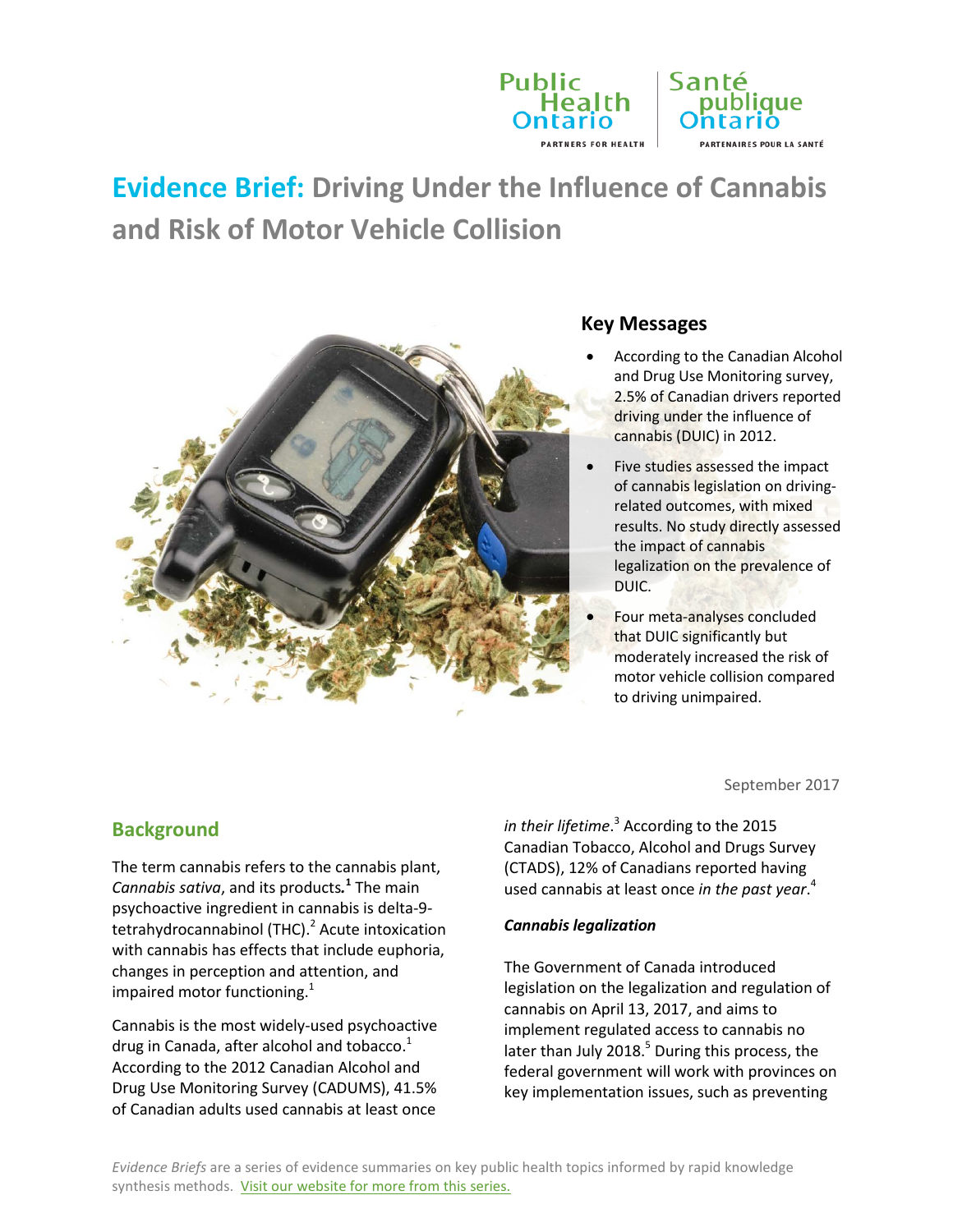# Evidence Brief: Driving Under the Influence of Cannabis and Risk of Motor Vehicle Collision

## Key Messages

- According to the Canadian Alcohol and Drug Use Monitoring survey, 2.5% of Canadian drivers reported driving under the influence of cannabis (DUIC) in 2012.
- Five studies assessed the impact of cannabis legislation on driving-related outcomes, with mixed results. No study directly assessed the impact of cannabis legalization on the prevalence of DUIC.
- Four meta-analyses concluded that DUIC significantly but moderately increased the risk of motor vehicle collision compared to driving unimpaired.

September 2017

## Background

The term cannabis refers to the cannabis plant, *Cannabis sativa*, and its products.[1] The main psychoactive ingredient in cannabis is delta-9-tetrahydrocannabinol (THC).[2] Acute intoxication with cannabis has effects that include euphoria, changes in perception and attention, and impaired motor functioning.[1]

Cannabis is the most widely-used psychoactive drug in Canada, after alcohol and tobacco.[1] According to the 2012 Canadian Alcohol and Drug Use Monitoring Survey (CADUMS), 41.5% of Canadian adults used cannabis at least once *in their lifetime*.[3] According to the 2015 Canadian Tobacco, Alcohol and Drugs Survey (CTADS), 12% of Canadians reported having used cannabis at least once *in the past year*.[4]

### *Cannabis legalization*

The Government of Canada introduced legislation on the legalization and regulation of cannabis on April 13, 2017, and aims to implement regulated access to cannabis no later than July 2018.[5] During this process, the federal government will work with provinces on key implementation issues, such as preventing

*Evidence Briefs* are a series of evidence summaries on key public health topics informed by rapid knowledge synthesis methods. Visit our website for more from this series.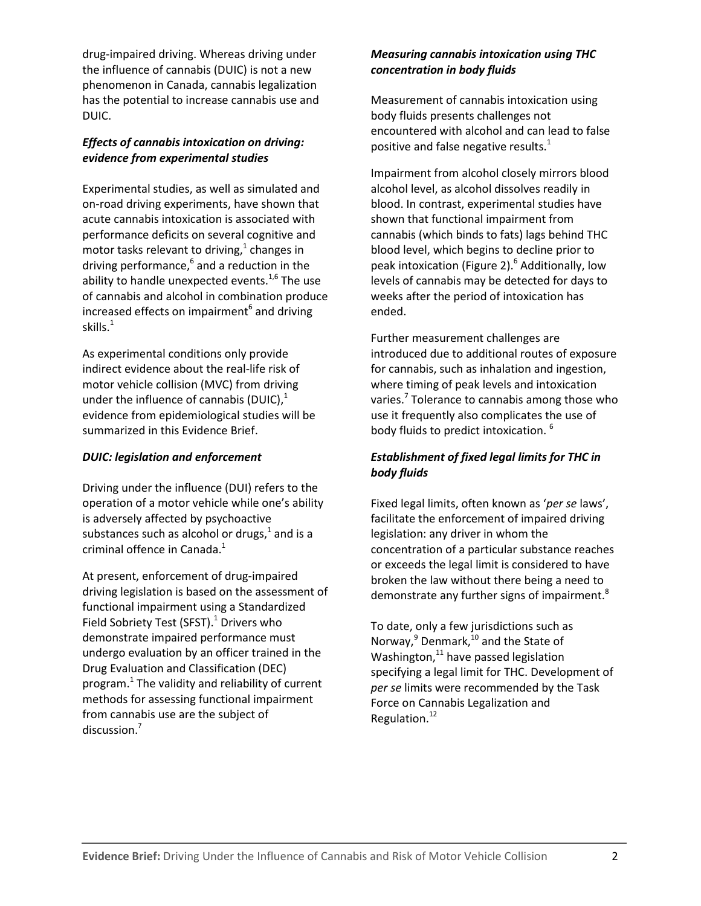drug-impaired driving. Whereas driving under the influence of cannabis (DUIC) is not a new phenomenon in Canada, cannabis legalization has the potential to increase cannabis use and DUIC.

### *Effects of cannabis intoxication on driving: evidence from experimental studies*

Experimental studies, as well as simulated and on-road driving experiments, have shown that acute cannabis intoxication is associated with performance deficits on several cognitive and motor tasks relevant to driving,[1] changes in driving performance,[6] and a reduction in the ability to handle unexpected events.[1,6] The use of cannabis and alcohol in combination produce increased effects on impairment[6] and driving skills.[1]

As experimental conditions only provide indirect evidence about the real-life risk of motor vehicle collision (MVC) from driving under the influence of cannabis (DUIC),[1] evidence from epidemiological studies will be summarized in this Evidence Brief.

### *DUIC: legislation and enforcement*

Driving under the influence (DUI) refers to the operation of a motor vehicle while one's ability is adversely affected by psychoactive substances such as alcohol or drugs,[1] and is a criminal offence in Canada.[1]

At present, enforcement of drug-impaired driving legislation is based on the assessment of functional impairment using a Standardized Field Sobriety Test (SFST).[1] Drivers who demonstrate impaired performance must undergo evaluation by an officer trained in the Drug Evaluation and Classification (DEC) program.[1] The validity and reliability of current methods for assessing functional impairment from cannabis use are the subject of discussion.[7]

### *Measuring cannabis intoxication using THC concentration in body fluids*

Measurement of cannabis intoxication using body fluids presents challenges not encountered with alcohol and can lead to false positive and false negative results.[1]

Impairment from alcohol closely mirrors blood alcohol level, as alcohol dissolves readily in blood. In contrast, experimental studies have shown that functional impairment from cannabis (which binds to fats) lags behind THC blood level, which begins to decline prior to peak intoxication (Figure 2).[6] Additionally, low levels of cannabis may be detected for days to weeks after the period of intoxication has ended.

Further measurement challenges are introduced due to additional routes of exposure for cannabis, such as inhalation and ingestion, where timing of peak levels and intoxication varies.[7] Tolerance to cannabis among those who use it frequently also complicates the use of body fluids to predict intoxication.[6]

### *Establishment of fixed legal limits for THC in body fluids*

Fixed legal limits, often known as '*per se* laws', facilitate the enforcement of impaired driving legislation: any driver in whom the concentration of a particular substance reaches or exceeds the legal limit is considered to have broken the law without there being a need to demonstrate any further signs of impairment.[8]

To date, only a few jurisdictions such as Norway,[9] Denmark,[10] and the State of Washington,[11] have passed legislation specifying a legal limit for THC. Development of *per se* limits were recommended by the Task Force on Cannabis Legalization and Regulation.[12]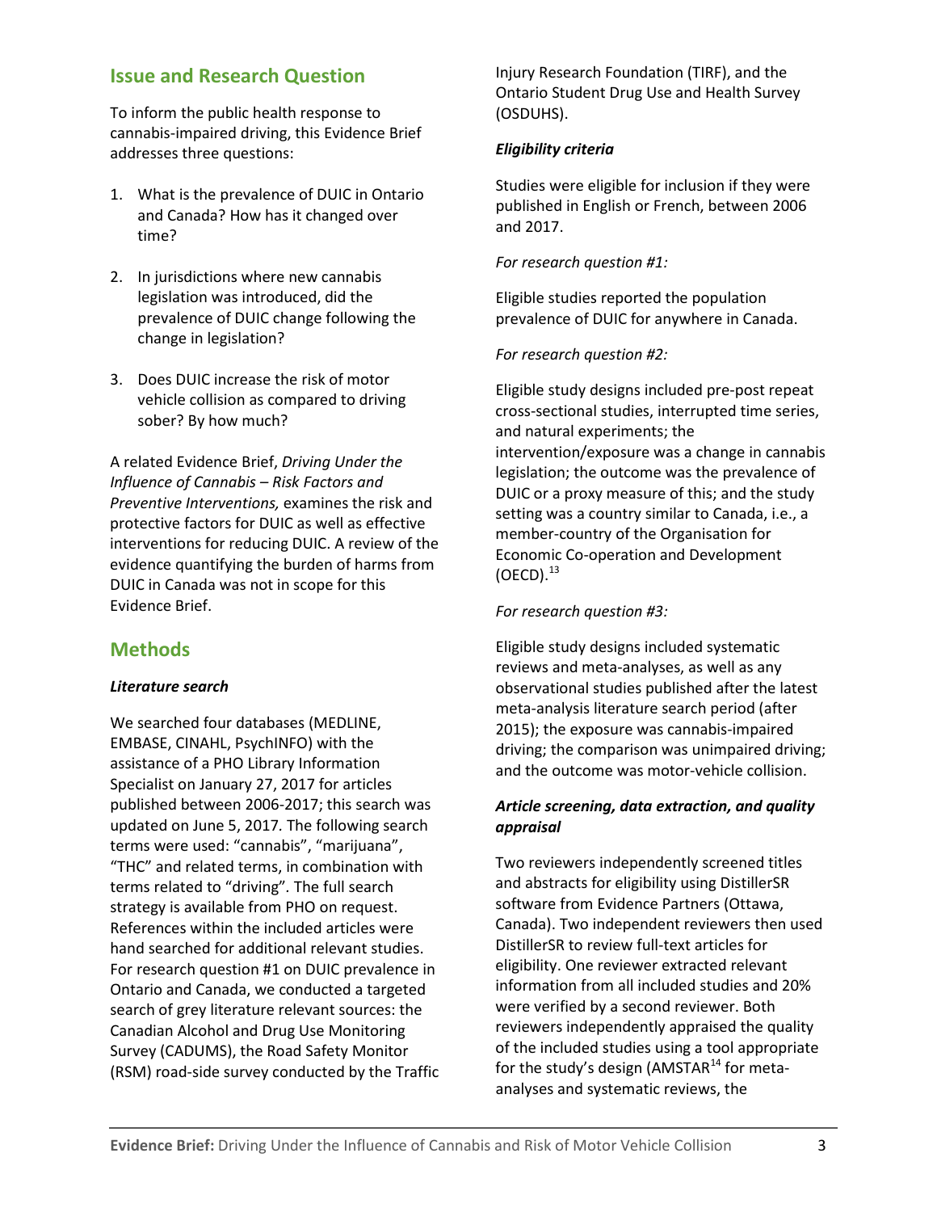## Issue and Research Question

To inform the public health response to cannabis-impaired driving, this Evidence Brief addresses three questions:

1. What is the prevalence of DUIC in Ontario and Canada? How has it changed over time?
2. In jurisdictions where new cannabis legislation was introduced, did the prevalence of DUIC change following the change in legislation?
3. Does DUIC increase the risk of motor vehicle collision as compared to driving sober? By how much?

A related Evidence Brief, *Driving Under the Influence of Cannabis – Risk Factors and Preventive Interventions,* examines the risk and protective factors for DUIC as well as effective interventions for reducing DUIC. A review of the evidence quantifying the burden of harms from DUIC in Canada was not in scope for this Evidence Brief.

## Methods

### *Literature search*

We searched four databases (MEDLINE, EMBASE, CINAHL, PsychINFO) with the assistance of a PHO Library Information Specialist on January 27, 2017 for articles published between 2006-2017; this search was updated on June 5, 2017. The following search terms were used: "cannabis", "marijuana", "THC" and related terms, in combination with terms related to "driving". The full search strategy is available from PHO on request. References within the included articles were hand searched for additional relevant studies. For research question #1 on DUIC prevalence in Ontario and Canada, we conducted a targeted search of grey literature relevant sources: the Canadian Alcohol and Drug Use Monitoring Survey (CADUMS), the Road Safety Monitor (RSM) road-side survey conducted by the Traffic Injury Research Foundation (TIRF), and the Ontario Student Drug Use and Health Survey (OSDUHS).

### *Eligibility criteria*

Studies were eligible for inclusion if they were published in English or French, between 2006 and 2017.

*For research question #1:*

Eligible studies reported the population prevalence of DUIC for anywhere in Canada.

*For research question #2:*

Eligible study designs included pre-post repeat cross-sectional studies, interrupted time series, and natural experiments; the intervention/exposure was a change in cannabis legislation; the outcome was the prevalence of DUIC or a proxy measure of this; and the study setting was a country similar to Canada, i.e., a member-country of the Organisation for Economic Co-operation and Development (OECD).[13]

*For research question #3:*

Eligible study designs included systematic reviews and meta-analyses, as well as any observational studies published after the latest meta-analysis literature search period (after 2015); the exposure was cannabis-impaired driving; the comparison was unimpaired driving; and the outcome was motor-vehicle collision.

### *Article screening, data extraction, and quality appraisal*

Two reviewers independently screened titles and abstracts for eligibility using DistillerSR software from Evidence Partners (Ottawa, Canada). Two independent reviewers then used DistillerSR to review full-text articles for eligibility. One reviewer extracted relevant information from all included studies and 20% were verified by a second reviewer. Both reviewers independently appraised the quality of the included studies using a tool appropriate for the study's design (AMSTAR[14] for meta-analyses and systematic reviews, the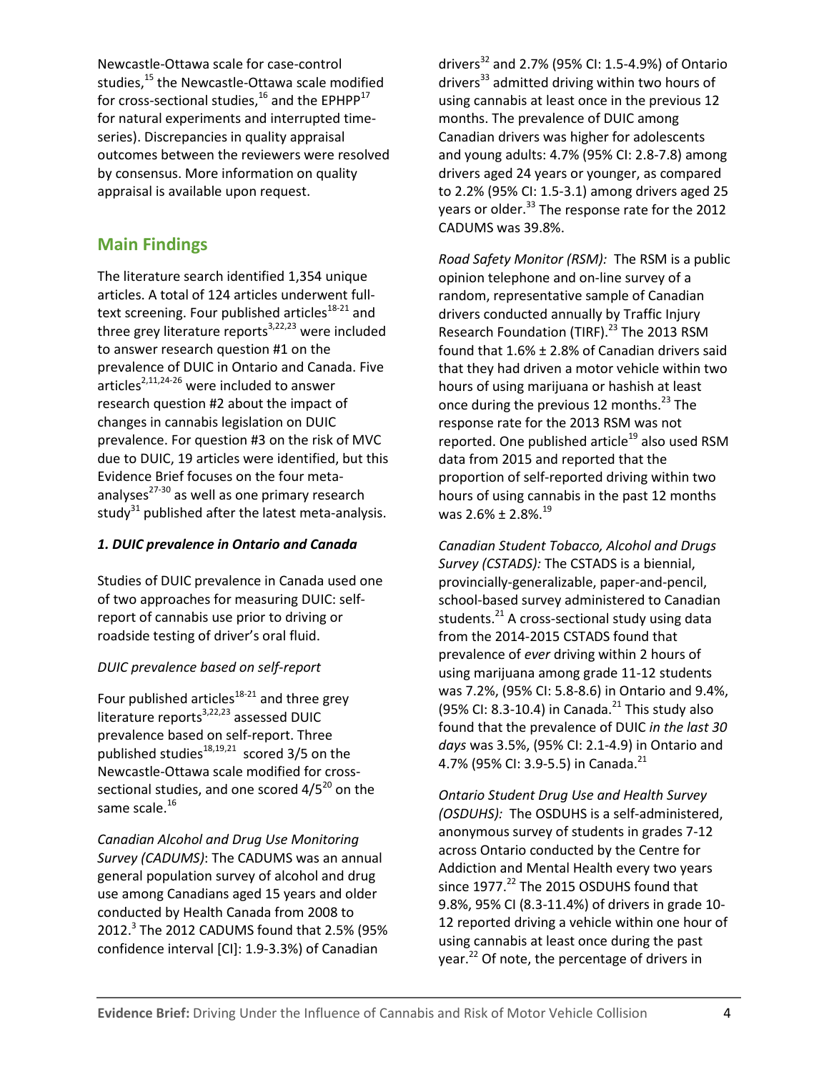Newcastle-Ottawa scale for case-control studies,[15] the Newcastle-Ottawa scale modified for cross-sectional studies,[16] and the EPHPP[17] for natural experiments and interrupted time-series). Discrepancies in quality appraisal outcomes between the reviewers were resolved by consensus. More information on quality appraisal is available upon request.

## Main Findings

The literature search identified 1,354 unique articles. A total of 124 articles underwent full-text screening. Four published articles[18-21] and three grey literature reports[3,22,23] were included to answer research question #1 on the prevalence of DUIC in Ontario and Canada. Five articles[2,11,24-26] were included to answer research question #2 about the impact of changes in cannabis legislation on DUIC prevalence. For question #3 on the risk of MVC due to DUIC, 19 articles were identified, but this Evidence Brief focuses on the four meta-analyses[27-30] as well as one primary research study[31] published after the latest meta-analysis.

### *1. DUIC prevalence in Ontario and Canada*

Studies of DUIC prevalence in Canada used one of two approaches for measuring DUIC: self-report of cannabis use prior to driving or roadside testing of driver's oral fluid.

*DUIC prevalence based on self-report*

Four published articles[18-21] and three grey literature reports[3,22,23] assessed DUIC prevalence based on self-report. Three published studies[18,19,21] scored 3/5 on the Newcastle-Ottawa scale modified for cross-sectional studies, and one scored 4/5[20] on the same scale.[16]

*Canadian Alcohol and Drug Use Monitoring Survey (CADUMS)*: The CADUMS was an annual general population survey of alcohol and drug use among Canadians aged 15 years and older conducted by Health Canada from 2008 to 2012.[3] The 2012 CADUMS found that 2.5% (95% confidence interval [CI]: 1.9-3.3%) of Canadian drivers[32] and 2.7% (95% CI: 1.5-4.9%) of Ontario drivers[33] admitted driving within two hours of using cannabis at least once in the previous 12 months. The prevalence of DUIC among Canadian drivers was higher for adolescents and young adults: 4.7% (95% CI: 2.8-7.8) among drivers aged 24 years or younger, as compared to 2.2% (95% CI: 1.5-3.1) among drivers aged 25 years or older.[33] The response rate for the 2012 CADUMS was 39.8%.

*Road Safety Monitor (RSM):* The RSM is a public opinion telephone and on-line survey of a random, representative sample of Canadian drivers conducted annually by Traffic Injury Research Foundation (TIRF).[23] The 2013 RSM found that 1.6% ± 2.8% of Canadian drivers said that they had driven a motor vehicle within two hours of using marijuana or hashish at least once during the previous 12 months.[23] The response rate for the 2013 RSM was not reported. One published article[19] also used RSM data from 2015 and reported that the proportion of self-reported driving within two hours of using cannabis in the past 12 months was 2.6% ± 2.8%.[19]

*Canadian Student Tobacco, Alcohol and Drugs Survey (CSTADS):* The CSTADS is a biennial, provincially-generalizable, paper-and-pencil, school-based survey administered to Canadian students.[21] A cross-sectional study using data from the 2014-2015 CSTADS found that prevalence of *ever* driving within 2 hours of using marijuana among grade 11-12 students was 7.2%, (95% CI: 5.8-8.6) in Ontario and 9.4%, (95% CI: 8.3-10.4) in Canada.[21] This study also found that the prevalence of DUIC *in the last 30 days* was 3.5%, (95% CI: 2.1-4.9) in Ontario and 4.7% (95% CI: 3.9-5.5) in Canada.[21]

*Ontario Student Drug Use and Health Survey (OSDUHS):* The OSDUHS is a self-administered, anonymous survey of students in grades 7-12 across Ontario conducted by the Centre for Addiction and Mental Health every two years since 1977.[22] The 2015 OSDUHS found that 9.8%, 95% CI (8.3-11.4%) of drivers in grade 10-12 reported driving a vehicle within one hour of using cannabis at least once during the past year.[22] Of note, the percentage of drivers in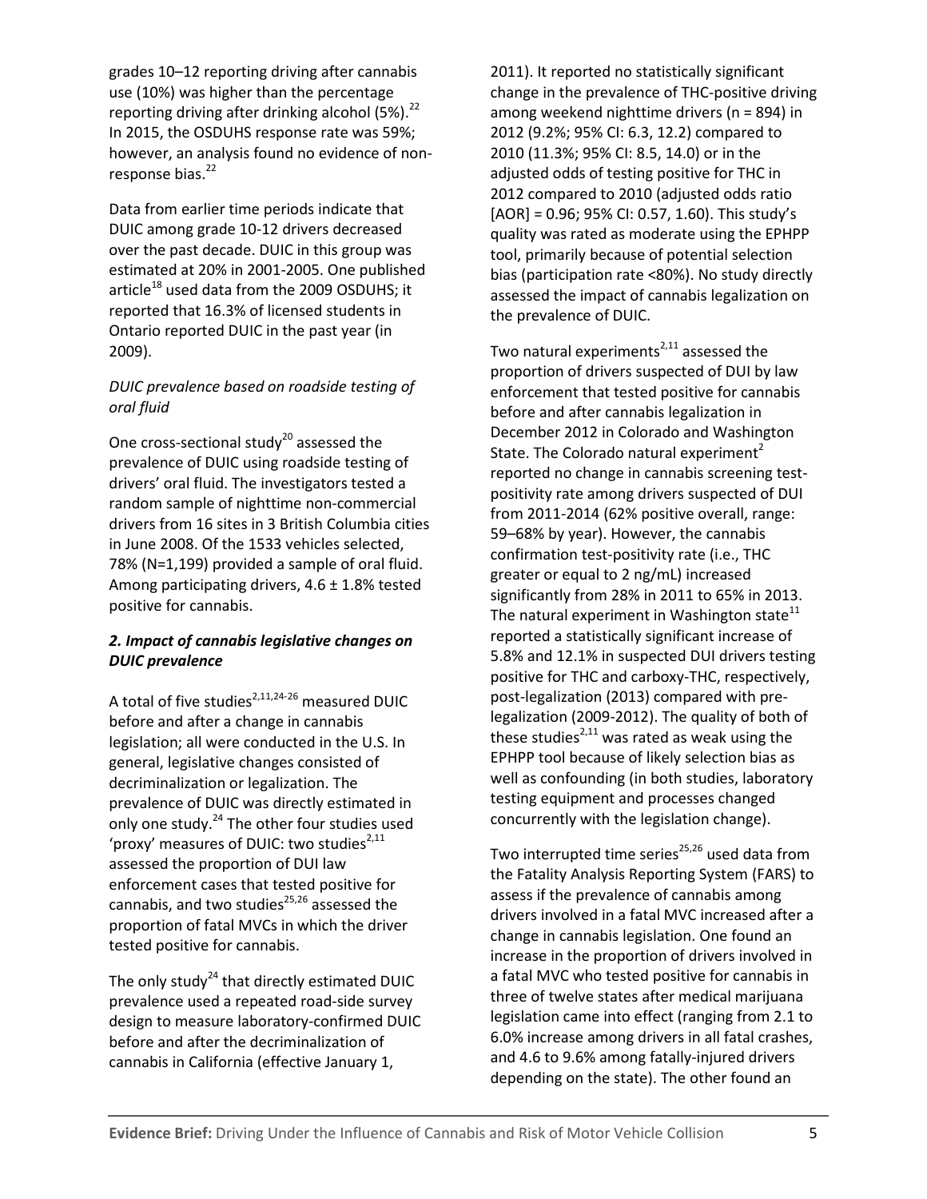grades 10–12 reporting driving after cannabis use (10%) was higher than the percentage reporting driving after drinking alcohol (5%).[22] In 2015, the OSDUHS response rate was 59%; however, an analysis found no evidence of non-response bias.[22]

Data from earlier time periods indicate that DUIC among grade 10-12 drivers decreased over the past decade. DUIC in this group was estimated at 20% in 2001-2005. One published article[18] used data from the 2009 OSDUHS; it reported that 16.3% of licensed students in Ontario reported DUIC in the past year (in 2009).

*DUIC prevalence based on roadside testing of oral fluid*

One cross-sectional study[20] assessed the prevalence of DUIC using roadside testing of drivers' oral fluid. The investigators tested a random sample of nighttime non-commercial drivers from 16 sites in 3 British Columbia cities in June 2008. Of the 1533 vehicles selected, 78% (N=1,199) provided a sample of oral fluid. Among participating drivers, 4.6 ± 1.8% tested positive for cannabis.

### *2. Impact of cannabis legislative changes on DUIC prevalence*

A total of five studies[2,11,24-26] measured DUIC before and after a change in cannabis legislation; all were conducted in the U.S. In general, legislative changes consisted of decriminalization or legalization. The prevalence of DUIC was directly estimated in only one study.[24] The other four studies used 'proxy' measures of DUIC: two studies[2,11] assessed the proportion of DUI law enforcement cases that tested positive for cannabis, and two studies[25,26] assessed the proportion of fatal MVCs in which the driver tested positive for cannabis.

The only study[24] that directly estimated DUIC prevalence used a repeated road-side survey design to measure laboratory-confirmed DUIC before and after the decriminalization of cannabis in California (effective January 1, 2011). It reported no statistically significant change in the prevalence of THC-positive driving among weekend nighttime drivers (n = 894) in 2012 (9.2%; 95% CI: 6.3, 12.2) compared to 2010 (11.3%; 95% CI: 8.5, 14.0) or in the adjusted odds of testing positive for THC in 2012 compared to 2010 (adjusted odds ratio [AOR] = 0.96; 95% CI: 0.57, 1.60). This study's quality was rated as moderate using the EPHPP tool, primarily because of potential selection bias (participation rate <80%). No study directly assessed the impact of cannabis legalization on the prevalence of DUIC.

Two natural experiments[2,11] assessed the proportion of drivers suspected of DUI by law enforcement that tested positive for cannabis before and after cannabis legalization in December 2012 in Colorado and Washington State. The Colorado natural experiment[2] reported no change in cannabis screening test-positivity rate among drivers suspected of DUI from 2011-2014 (62% positive overall, range: 59–68% by year). However, the cannabis confirmation test-positivity rate (i.e., THC greater or equal to 2 ng/mL) increased significantly from 28% in 2011 to 65% in 2013. The natural experiment in Washington state[11] reported a statistically significant increase of 5.8% and 12.1% in suspected DUI drivers testing positive for THC and carboxy-THC, respectively, post-legalization (2013) compared with pre-legalization (2009-2012). The quality of both of these studies[2,11] was rated as weak using the EPHPP tool because of likely selection bias as well as confounding (in both studies, laboratory testing equipment and processes changed concurrently with the legislation change).

Two interrupted time series[25,26] used data from the Fatality Analysis Reporting System (FARS) to assess if the prevalence of cannabis among drivers involved in a fatal MVC increased after a change in cannabis legislation. One found an increase in the proportion of drivers involved in a fatal MVC who tested positive for cannabis in three of twelve states after medical marijuana legislation came into effect (ranging from 2.1 to 6.0% increase among drivers in all fatal crashes, and 4.6 to 9.6% among fatally-injured drivers depending on the state). The other found an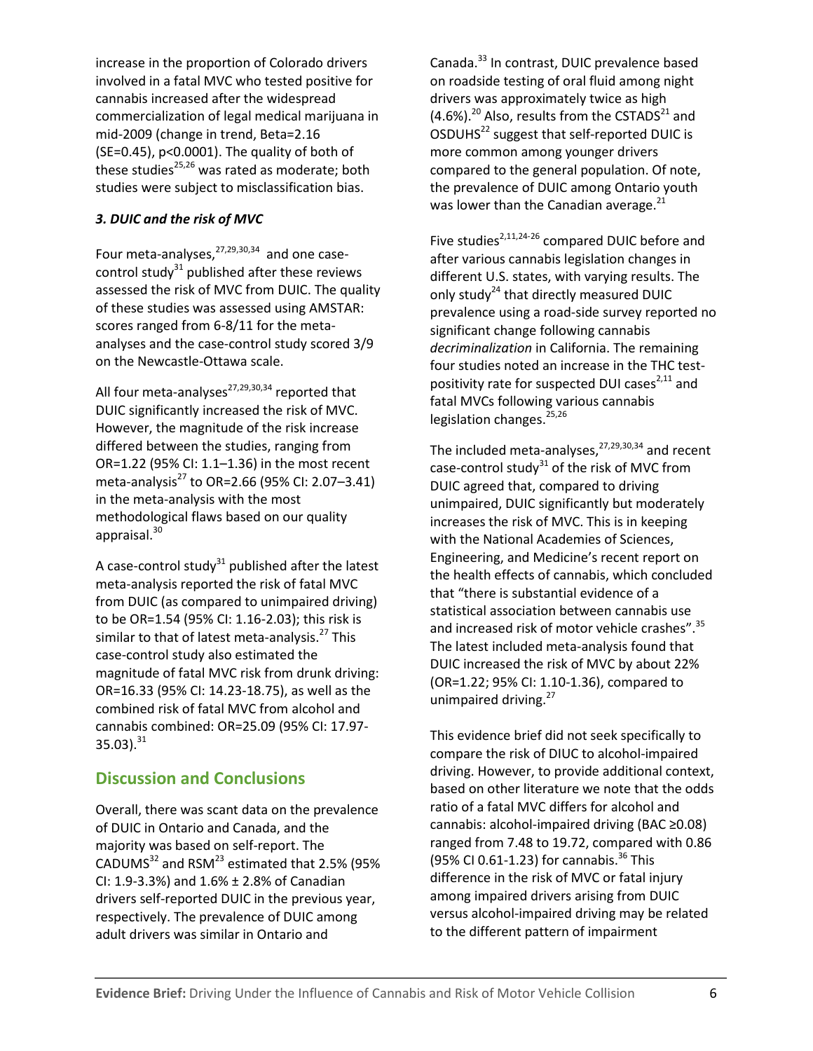increase in the proportion of Colorado drivers involved in a fatal MVC who tested positive for cannabis increased after the widespread commercialization of legal medical marijuana in mid-2009 (change in trend, Beta=2.16 (SE=0.45), p<0.0001). The quality of both of these studies[25,26] was rated as moderate; both studies were subject to misclassification bias.

### *3. DUIC and the risk of MVC*

Four meta-analyses,[27,29,30,34] and one case-control study[31] published after these reviews assessed the risk of MVC from DUIC. The quality of these studies was assessed using AMSTAR: scores ranged from 6-8/11 for the meta-analyses and the case-control study scored 3/9 on the Newcastle-Ottawa scale.

All four meta-analyses[27,29,30,34] reported that DUIC significantly increased the risk of MVC. However, the magnitude of the risk increase differed between the studies, ranging from OR=1.22 (95% CI: 1.1–1.36) in the most recent meta-analysis[27] to OR=2.66 (95% CI: 2.07–3.41) in the meta-analysis with the most methodological flaws based on our quality appraisal.[30]

A case-control study[31] published after the latest meta-analysis reported the risk of fatal MVC from DUIC (as compared to unimpaired driving) to be OR=1.54 (95% CI: 1.16-2.03); this risk is similar to that of latest meta-analysis.[27] This case-control study also estimated the magnitude of fatal MVC risk from drunk driving: OR=16.33 (95% CI: 14.23-18.75), as well as the combined risk of fatal MVC from alcohol and cannabis combined: OR=25.09 (95% CI: 17.97-35.03).[31]

## Discussion and Conclusions

Overall, there was scant data on the prevalence of DUIC in Ontario and Canada, and the majority was based on self-report. The CADUMS[32] and RSM[23] estimated that 2.5% (95% CI: 1.9-3.3%) and 1.6% ± 2.8% of Canadian drivers self-reported DUIC in the previous year, respectively. The prevalence of DUIC among adult drivers was similar in Ontario and Canada.[33] In contrast, DUIC prevalence based on roadside testing of oral fluid among night drivers was approximately twice as high (4.6%).[20] Also, results from the CSTADS[21] and OSDUHS[22] suggest that self-reported DUIC is more common among younger drivers compared to the general population. Of note, the prevalence of DUIC among Ontario youth was lower than the Canadian average.[21]

Five studies[2,11,24-26] compared DUIC before and after various cannabis legislation changes in different U.S. states, with varying results. The only study[24] that directly measured DUIC prevalence using a road-side survey reported no significant change following cannabis *decriminalization* in California. The remaining four studies noted an increase in the THC test-positivity rate for suspected DUI cases[2,11] and fatal MVCs following various cannabis legislation changes.[25,26]

The included meta-analyses,[27,29,30,34] and recent case-control study[31] of the risk of MVC from DUIC agreed that, compared to driving unimpaired, DUIC significantly but moderately increases the risk of MVC. This is in keeping with the National Academies of Sciences, Engineering, and Medicine's recent report on the health effects of cannabis, which concluded that "there is substantial evidence of a statistical association between cannabis use and increased risk of motor vehicle crashes".[35] The latest included meta-analysis found that DUIC increased the risk of MVC by about 22% (OR=1.22; 95% CI: 1.10-1.36), compared to unimpaired driving.[27]

This evidence brief did not seek specifically to compare the risk of DIUC to alcohol-impaired driving. However, to provide additional context, based on other literature we note that the odds ratio of a fatal MVC differs for alcohol and cannabis: alcohol-impaired driving (BAC ≥0.08) ranged from 7.48 to 19.72, compared with 0.86 (95% CI 0.61-1.23) for cannabis.[36] This difference in the risk of MVC or fatal injury among impaired drivers arising from DUIC versus alcohol-impaired driving may be related to the different pattern of impairment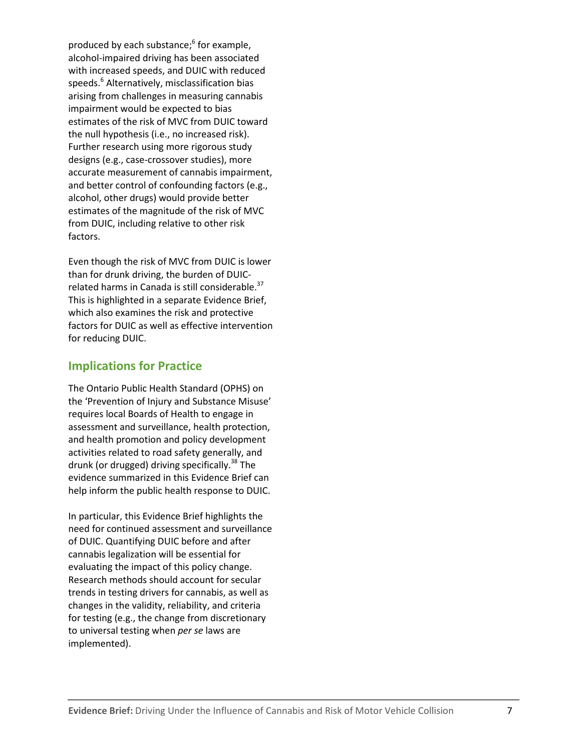produced by each substance;[6] for example, alcohol-impaired driving has been associated with increased speeds, and DUIC with reduced speeds.[6] Alternatively, misclassification bias arising from challenges in measuring cannabis impairment would be expected to bias estimates of the risk of MVC from DUIC toward the null hypothesis (i.e., no increased risk). Further research using more rigorous study designs (e.g., case-crossover studies), more accurate measurement of cannabis impairment, and better control of confounding factors (e.g., alcohol, other drugs) would provide better estimates of the magnitude of the risk of MVC from DUIC, including relative to other risk factors.

Even though the risk of MVC from DUIC is lower than for drunk driving, the burden of DUIC-related harms in Canada is still considerable.[37] This is highlighted in a separate Evidence Brief, which also examines the risk and protective factors for DUIC as well as effective intervention for reducing DUIC.

## Implications for Practice

The Ontario Public Health Standard (OPHS) on the 'Prevention of Injury and Substance Misuse' requires local Boards of Health to engage in assessment and surveillance, health protection, and health promotion and policy development activities related to road safety generally, and drunk (or drugged) driving specifically.[38] The evidence summarized in this Evidence Brief can help inform the public health response to DUIC.

In particular, this Evidence Brief highlights the need for continued assessment and surveillance of DUIC. Quantifying DUIC before and after cannabis legalization will be essential for evaluating the impact of this policy change. Research methods should account for secular trends in testing drivers for cannabis, as well as changes in the validity, reliability, and criteria for testing (e.g., the change from discretionary to universal testing when *per se* laws are implemented).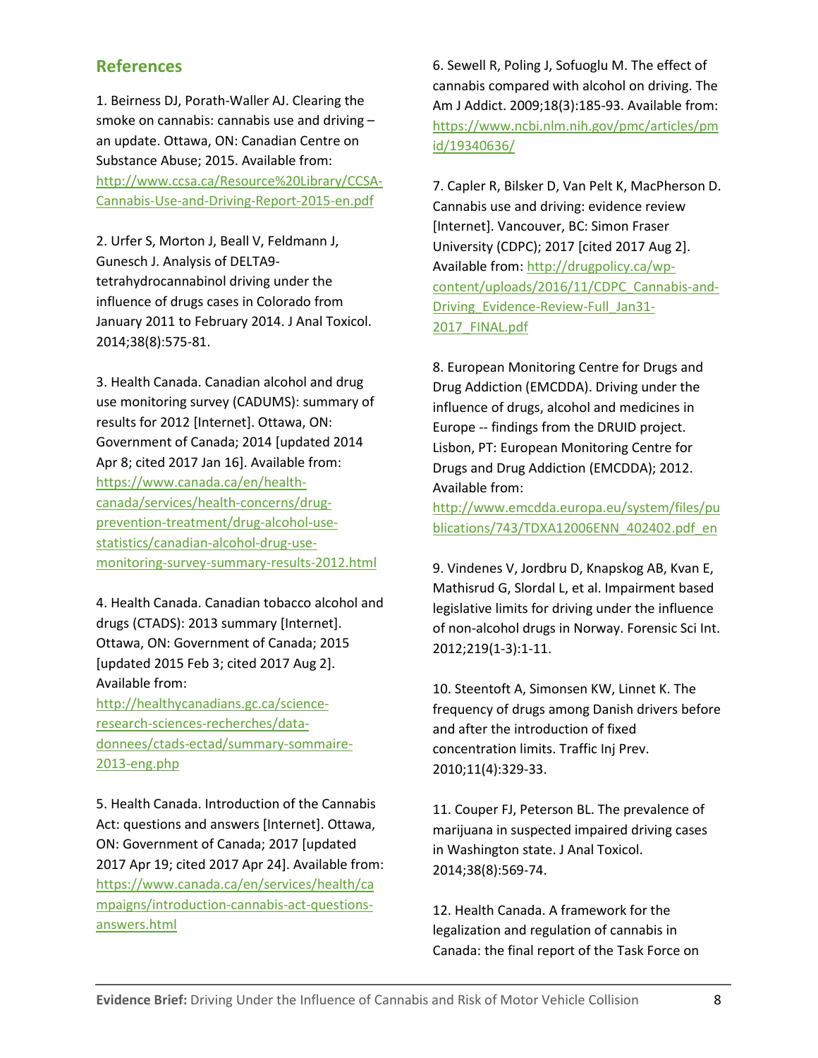## References

1. Beirness DJ, Porath-Waller AJ. Clearing the smoke on cannabis: cannabis use and driving – an update. Ottawa, ON: Canadian Centre on Substance Abuse; 2015. Available from: http://www.ccsa.ca/Resource%20Library/CCSA-Cannabis-Use-and-Driving-Report-2015-en.pdf

2. Urfer S, Morton J, Beall V, Feldmann J, Gunesch J. Analysis of DELTA9-tetrahydrocannabinol driving under the influence of drugs cases in Colorado from January 2011 to February 2014. J Anal Toxicol. 2014;38(8):575-81.

3. Health Canada. Canadian alcohol and drug use monitoring survey (CADUMS): summary of results for 2012 [Internet]. Ottawa, ON: Government of Canada; 2014 [updated 2014 Apr 8; cited 2017 Jan 16]. Available from: https://www.canada.ca/en/health-canada/services/health-concerns/drug-prevention-treatment/drug-alcohol-use-statistics/canadian-alcohol-drug-use-monitoring-survey-summary-results-2012.html

4. Health Canada. Canadian tobacco alcohol and drugs (CTADS): 2013 summary [Internet]. Ottawa, ON: Government of Canada; 2015 [updated 2015 Feb 3; cited 2017 Aug 2]. Available from: http://healthycanadians.gc.ca/science-research-sciences-recherches/data-donnees/ctads-ectad/summary-sommaire-2013-eng.php

5. Health Canada. Introduction of the Cannabis Act: questions and answers [Internet]. Ottawa, ON: Government of Canada; 2017 [updated 2017 Apr 19; cited 2017 Apr 24]. Available from: https://www.canada.ca/en/services/health/campaigns/introduction-cannabis-act-questions-answers.html

6. Sewell R, Poling J, Sofuoglu M. The effect of cannabis compared with alcohol on driving. The Am J Addict. 2009;18(3):185-93. Available from: https://www.ncbi.nlm.nih.gov/pmc/articles/pmid/19340636/

7. Capler R, Bilsker D, Van Pelt K, MacPherson D. Cannabis use and driving: evidence review [Internet]. Vancouver, BC: Simon Fraser University (CDPC); 2017 [cited 2017 Aug 2]. Available from: http://drugpolicy.ca/wp-content/uploads/2016/11/CDPC_Cannabis-and-Driving_Evidence-Review-Full_Jan31-2017_FINAL.pdf

8. European Monitoring Centre for Drugs and Drug Addiction (EMCDDA). Driving under the influence of drugs, alcohol and medicines in Europe -- findings from the DRUID project. Lisbon, PT: European Monitoring Centre for Drugs and Drug Addiction (EMCDDA); 2012. Available from: http://www.emcdda.europa.eu/system/files/publications/743/TDXA12006ENN_402402.pdf_en

9. Vindenes V, Jordbru D, Knapskog AB, Kvan E, Mathisrud G, Slordal L, et al. Impairment based legislative limits for driving under the influence of non-alcohol drugs in Norway. Forensic Sci Int. 2012;219(1-3):1-11.

10. Steentoft A, Simonsen KW, Linnet K. The frequency of drugs among Danish drivers before and after the introduction of fixed concentration limits. Traffic Inj Prev. 2010;11(4):329-33.

11. Couper FJ, Peterson BL. The prevalence of marijuana in suspected impaired driving cases in Washington state. J Anal Toxicol. 2014;38(8):569-74.

12. Health Canada. A framework for the legalization and regulation of cannabis in Canada: the final report of the Task Force on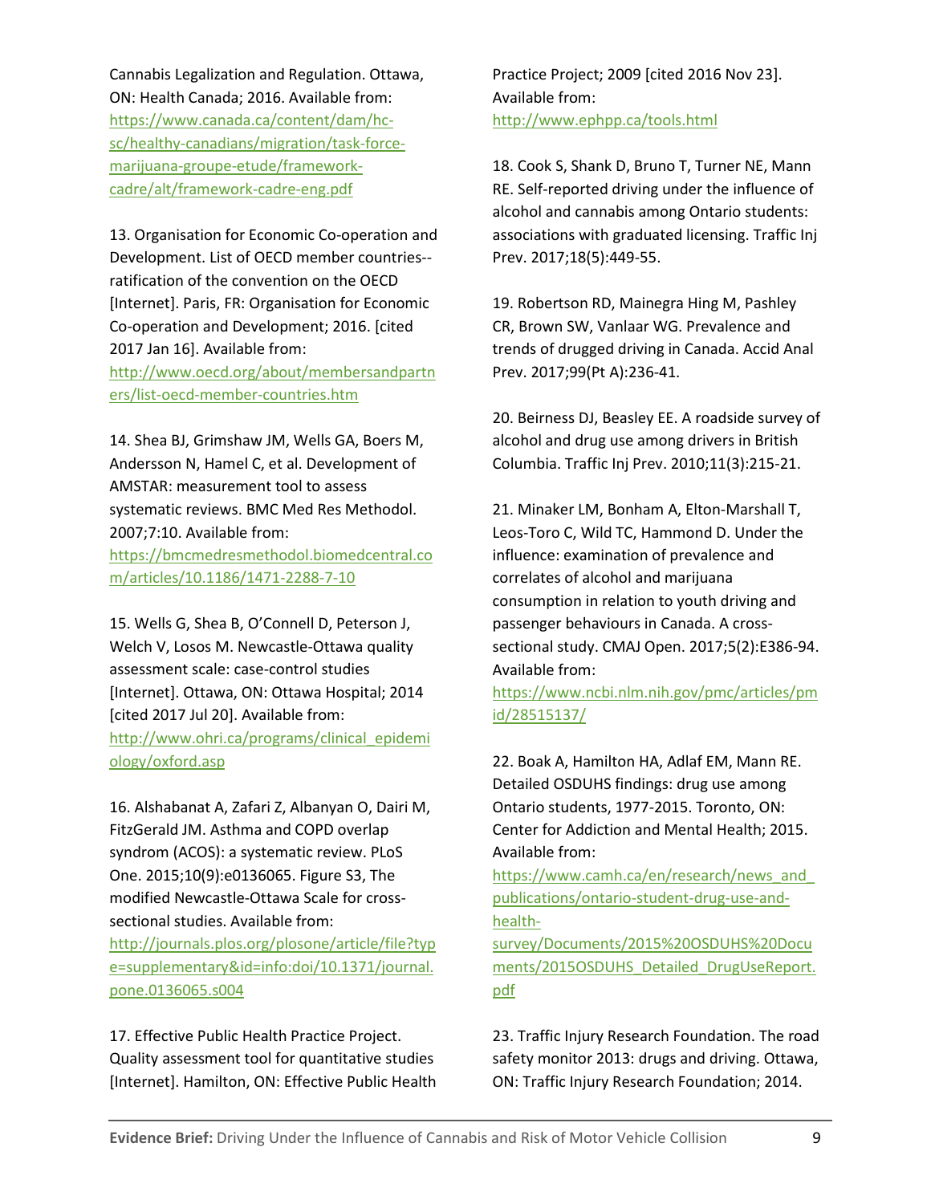Cannabis Legalization and Regulation. Ottawa, ON: Health Canada; 2016. Available from: https://www.canada.ca/content/dam/hc-sc/healthy-canadians/migration/task-force-marijuana-groupe-etude/framework-cadre/alt/framework-cadre-eng.pdf

13. Organisation for Economic Co-operation and Development. List of OECD member countries--ratification of the convention on the OECD [Internet]. Paris, FR: Organisation for Economic Co-operation and Development; 2016. [cited 2017 Jan 16]. Available from: http://www.oecd.org/about/membersandpartners/list-oecd-member-countries.htm

14. Shea BJ, Grimshaw JM, Wells GA, Boers M, Andersson N, Hamel C, et al. Development of AMSTAR: measurement tool to assess systematic reviews. BMC Med Res Methodol. 2007;7:10. Available from: https://bmcmedresmethodol.biomedcentral.com/articles/10.1186/1471-2288-7-10

15. Wells G, Shea B, O'Connell D, Peterson J, Welch V, Losos M. Newcastle-Ottawa quality assessment scale: case-control studies [Internet]. Ottawa, ON: Ottawa Hospital; 2014 [cited 2017 Jul 20]. Available from: http://www.ohri.ca/programs/clinical_epidemiology/oxford.asp

16. Alshabanat A, Zafari Z, Albanyan O, Dairi M, FitzGerald JM. Asthma and COPD overlap syndrom (ACOS): a systematic review. PLoS One. 2015;10(9):e0136065. Figure S3, The modified Newcastle-Ottawa Scale for cross-sectional studies. Available from: http://journals.plos.org/plosone/article/file?type=supplementary&id=info:doi/10.1371/journal.pone.0136065.s004

17. Effective Public Health Practice Project. Quality assessment tool for quantitative studies [Internet]. Hamilton, ON: Effective Public Health Practice Project; 2009 [cited 2016 Nov 23]. Available from: http://www.ephpp.ca/tools.html

18. Cook S, Shank D, Bruno T, Turner NE, Mann RE. Self-reported driving under the influence of alcohol and cannabis among Ontario students: associations with graduated licensing. Traffic Inj Prev. 2017;18(5):449-55.

19. Robertson RD, Mainegra Hing M, Pashley CR, Brown SW, Vanlaar WG. Prevalence and trends of drugged driving in Canada. Accid Anal Prev. 2017;99(Pt A):236-41.

20. Beirness DJ, Beasley EE. A roadside survey of alcohol and drug use among drivers in British Columbia. Traffic Inj Prev. 2010;11(3):215-21.

21. Minaker LM, Bonham A, Elton-Marshall T, Leos-Toro C, Wild TC, Hammond D. Under the influence: examination of prevalence and correlates of alcohol and marijuana consumption in relation to youth driving and passenger behaviours in Canada. A cross-sectional study. CMAJ Open. 2017;5(2):E386-94. Available from: https://www.ncbi.nlm.nih.gov/pmc/articles/pmid/28515137/

22. Boak A, Hamilton HA, Adlaf EM, Mann RE. Detailed OSDUHS findings: drug use among Ontario students, 1977-2015. Toronto, ON: Center for Addiction and Mental Health; 2015. Available from: https://www.camh.ca/en/research/news_and_publications/ontario-student-drug-use-and-health-survey/Documents/2015%20OSDUHS%20Documents/2015OSDUHS_Detailed_DrugUseReport.pdf

23. Traffic Injury Research Foundation. The road safety monitor 2013: drugs and driving. Ottawa, ON: Traffic Injury Research Foundation; 2014.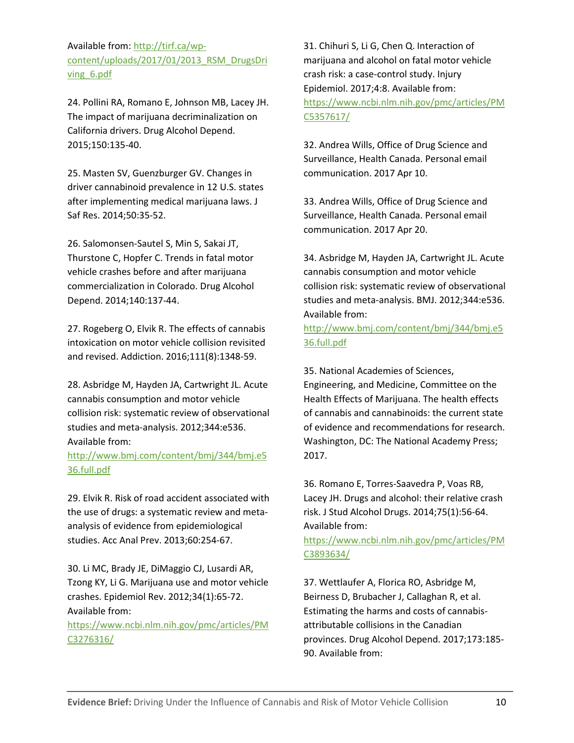Available from: http://tirf.ca/wp-content/uploads/2017/01/2013_RSM_DrugsDriving_6.pdf

24. Pollini RA, Romano E, Johnson MB, Lacey JH. The impact of marijuana decriminalization on California drivers. Drug Alcohol Depend. 2015;150:135-40.

25. Masten SV, Guenzburger GV. Changes in driver cannabinoid prevalence in 12 U.S. states after implementing medical marijuana laws. J Saf Res. 2014;50:35-52.

26. Salomonsen-Sautel S, Min S, Sakai JT, Thurstone C, Hopfer C. Trends in fatal motor vehicle crashes before and after marijuana commercialization in Colorado. Drug Alcohol Depend. 2014;140:137-44.

27. Rogeberg O, Elvik R. The effects of cannabis intoxication on motor vehicle collision revisited and revised. Addiction. 2016;111(8):1348-59.

28. Asbridge M, Hayden JA, Cartwright JL. Acute cannabis consumption and motor vehicle collision risk: systematic review of observational studies and meta-analysis. 2012;344:e536. Available from: http://www.bmj.com/content/bmj/344/bmj.e536.full.pdf

29. Elvik R. Risk of road accident associated with the use of drugs: a systematic review and meta-analysis of evidence from epidemiological studies. Acc Anal Prev. 2013;60:254-67.

30. Li MC, Brady JE, DiMaggio CJ, Lusardi AR, Tzong KY, Li G. Marijuana use and motor vehicle crashes. Epidemiol Rev. 2012;34(1):65-72. Available from: https://www.ncbi.nlm.nih.gov/pmc/articles/PMC3276316/

31. Chihuri S, Li G, Chen Q. Interaction of marijuana and alcohol on fatal motor vehicle crash risk: a case-control study. Injury Epidemiol. 2017;4:8. Available from: https://www.ncbi.nlm.nih.gov/pmc/articles/PMC5357617/

32. Andrea Wills, Office of Drug Science and Surveillance, Health Canada. Personal email communication. 2017 Apr 10.

33. Andrea Wills, Office of Drug Science and Surveillance, Health Canada. Personal email communication. 2017 Apr 20.

34. Asbridge M, Hayden JA, Cartwright JL. Acute cannabis consumption and motor vehicle collision risk: systematic review of observational studies and meta-analysis. BMJ. 2012;344:e536. Available from: http://www.bmj.com/content/bmj/344/bmj.e536.full.pdf

35. National Academies of Sciences, Engineering, and Medicine, Committee on the Health Effects of Marijuana. The health effects of cannabis and cannabinoids: the current state of evidence and recommendations for research. Washington, DC: The National Academy Press; 2017.

36. Romano E, Torres-Saavedra P, Voas RB, Lacey JH. Drugs and alcohol: their relative crash risk. J Stud Alcohol Drugs. 2014;75(1):56-64. Available from: https://www.ncbi.nlm.nih.gov/pmc/articles/PMC3893634/

37. Wettlaufer A, Florica RO, Asbridge M, Beirness D, Brubacher J, Callaghan R, et al. Estimating the harms and costs of cannabis-attributable collisions in the Canadian provinces. Drug Alcohol Depend. 2017;173:185-90. Available from: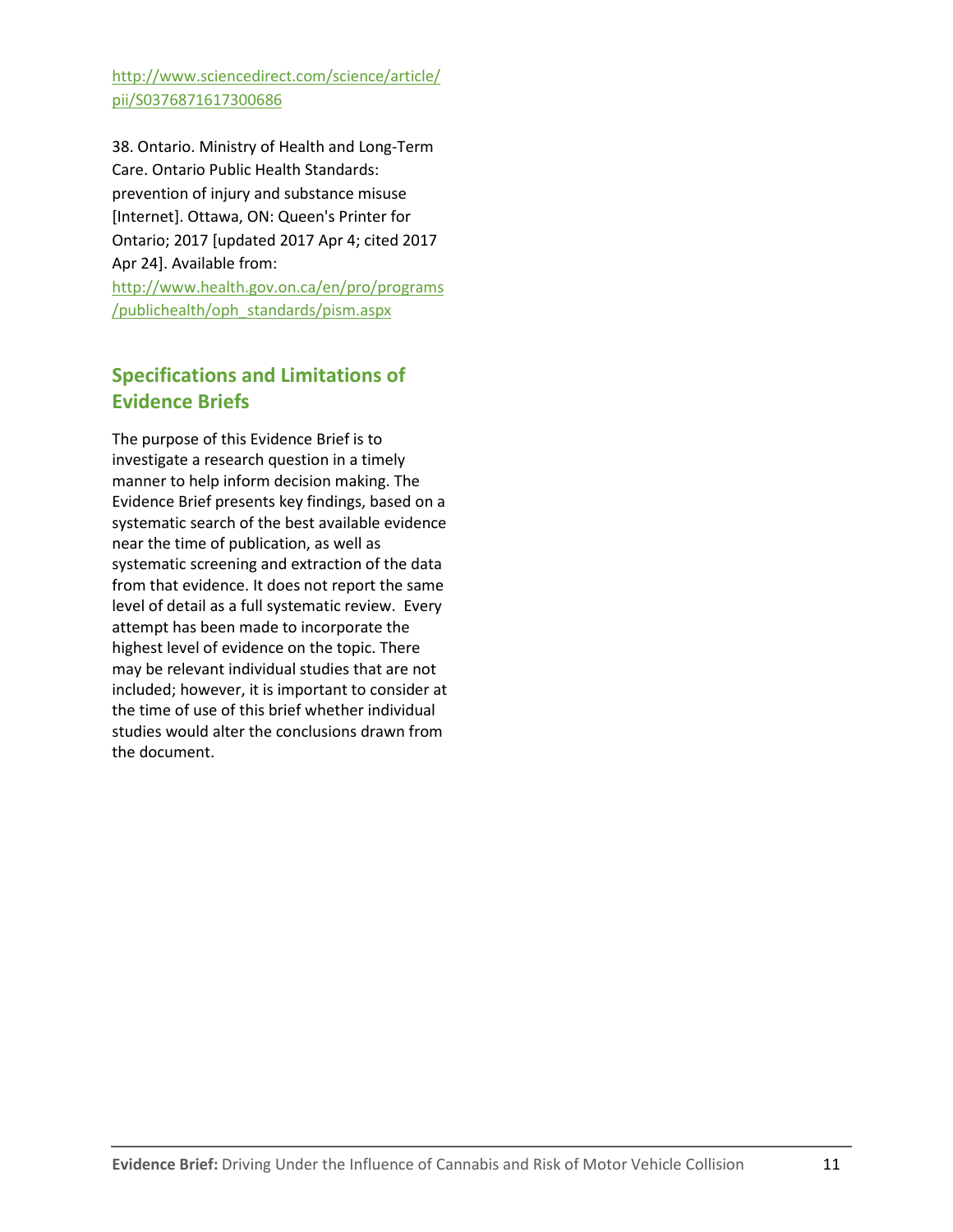http://www.sciencedirect.com/science/article/pii/S0376871617300686

38. Ontario. Ministry of Health and Long-Term Care. Ontario Public Health Standards: prevention of injury and substance misuse [Internet]. Ottawa, ON: Queen's Printer for Ontario; 2017 [updated 2017 Apr 4; cited 2017 Apr 24]. Available from: http://www.health.gov.on.ca/en/pro/programs/publichealth/oph_standards/pism.aspx

## Specifications and Limitations of Evidence Briefs

The purpose of this Evidence Brief is to investigate a research question in a timely manner to help inform decision making. The Evidence Brief presents key findings, based on a systematic search of the best available evidence near the time of publication, as well as systematic screening and extraction of the data from that evidence. It does not report the same level of detail as a full systematic review. Every attempt has been made to incorporate the highest level of evidence on the topic. There may be relevant individual studies that are not included; however, it is important to consider at the time of use of this brief whether individual studies would alter the conclusions drawn from the document.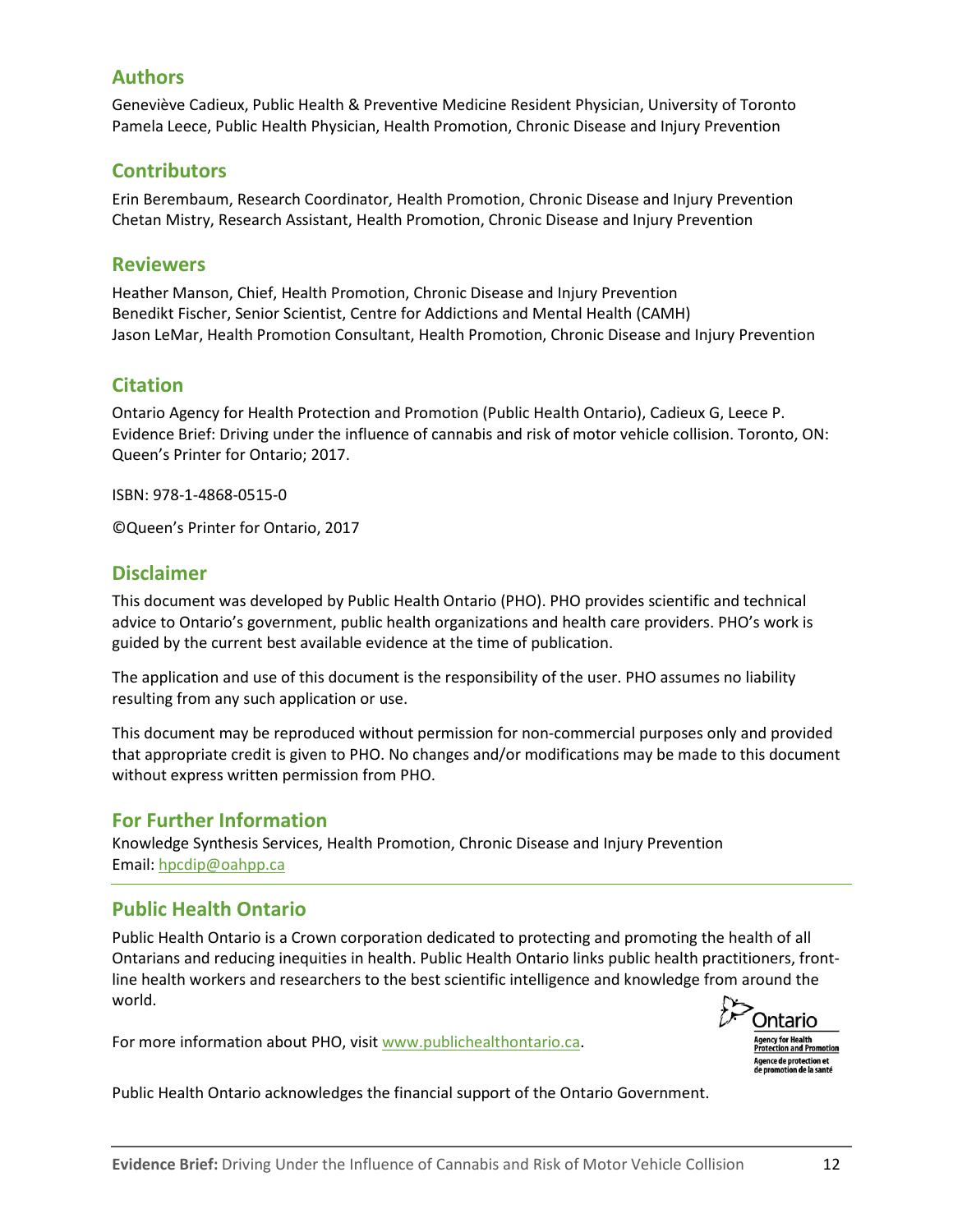## Authors

Geneviève Cadieux, Public Health & Preventive Medicine Resident Physician, University of Toronto
Pamela Leece, Public Health Physician, Health Promotion, Chronic Disease and Injury Prevention

## Contributors

Erin Berembaum, Research Coordinator, Health Promotion, Chronic Disease and Injury Prevention
Chetan Mistry, Research Assistant, Health Promotion, Chronic Disease and Injury Prevention

## Reviewers

Heather Manson, Chief, Health Promotion, Chronic Disease and Injury Prevention
Benedikt Fischer, Senior Scientist, Centre for Addictions and Mental Health (CAMH)
Jason LeMar, Health Promotion Consultant, Health Promotion, Chronic Disease and Injury Prevention

## Citation

Ontario Agency for Health Protection and Promotion (Public Health Ontario), Cadieux G, Leece P. Evidence Brief: Driving under the influence of cannabis and risk of motor vehicle collision. Toronto, ON: Queen's Printer for Ontario; 2017.

ISBN: 978-1-4868-0515-0

©Queen's Printer for Ontario, 2017

## Disclaimer

This document was developed by Public Health Ontario (PHO). PHO provides scientific and technical advice to Ontario's government, public health organizations and health care providers. PHO's work is guided by the current best available evidence at the time of publication.

The application and use of this document is the responsibility of the user. PHO assumes no liability resulting from any such application or use.

This document may be reproduced without permission for non-commercial purposes only and provided that appropriate credit is given to PHO. No changes and/or modifications may be made to this document without express written permission from PHO.

## For Further Information

Knowledge Synthesis Services, Health Promotion, Chronic Disease and Injury Prevention
Email: hpcdip@oahpp.ca

## Public Health Ontario

Public Health Ontario is a Crown corporation dedicated to protecting and promoting the health of all Ontarians and reducing inequities in health. Public Health Ontario links public health practitioners, front-line health workers and researchers to the best scientific intelligence and knowledge from around the world.

For more information about PHO, visit www.publichealthontario.ca.

Ontario
Agency for Health Protection and Promotion
Agence de protection et de promotion de la santé

Public Health Ontario acknowledges the financial support of the Ontario Government.